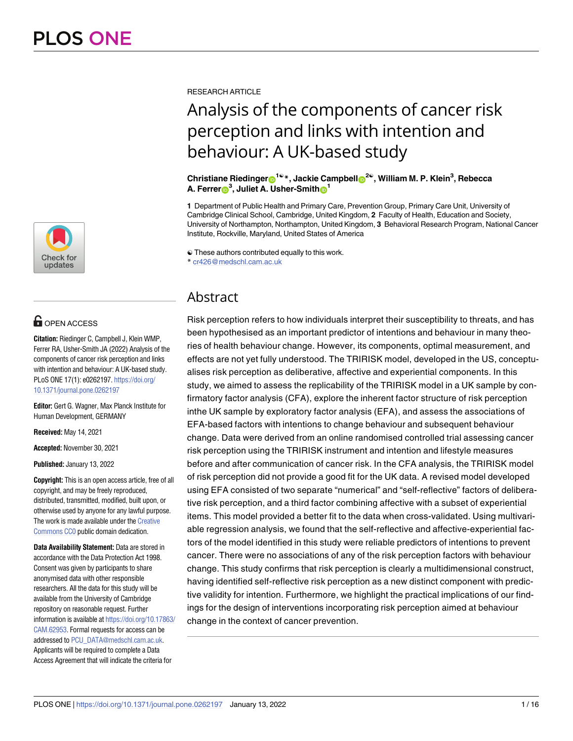RESEARCH ARTICLE

# Analysis of the components of cancer risk perception and links with intention and behaviour: A UK-based study

**Christiane Riedinger[1☯*], Jackie Campbell[2☯], William M. P. Klein[3], Rebecca A. Ferrer[3], Juliet A. Usher-Smith[1]**

**1** Department of Public Health and Primary Care, Prevention Group, Primary Care Unit, University of Cambridge Clinical School, Cambridge, United Kingdom, **2** Faculty of Health, Education and Society, University of Northampton, Northampton, United Kingdom, **3** Behavioral Research Program, National Cancer Institute, Rockville, Maryland, United States of America

☯ These authors contributed equally to this work.
* cr426@medschl.cam.ac.uk

## Abstract

Risk perception refers to how individuals interpret their susceptibility to threats, and has been hypothesised as an important predictor of intentions and behaviour in many theories of health behaviour change. However, its components, optimal measurement, and effects are not yet fully understood. The TRIRISK model, developed in the US, conceptualises risk perception as deliberative, affective and experiential components. In this study, we aimed to assess the replicability of the TRIRISK model in a UK sample by confirmatory factor analysis (CFA), explore the inherent factor structure of risk perception inthe UK sample by exploratory factor analysis (EFA), and assess the associations of EFA-based factors with intentions to change behaviour and subsequent behaviour change. Data were derived from an online randomised controlled trial assessing cancer risk perception using the TRIRISK instrument and intention and lifestyle measures before and after communication of cancer risk. In the CFA analysis, the TRIRISK model of risk perception did not provide a good fit for the UK data. A revised model developed using EFA consisted of two separate "numerical" and "self-reflective" factors of deliberative risk perception, and a third factor combining affective with a subset of experiential items. This model provided a better fit to the data when cross-validated. Using multivariable regression analysis, we found that the self-reflective and affective-experiential factors of the model identified in this study were reliable predictors of intentions to prevent cancer. There were no associations of any of the risk perception factors with behaviour change. This study confirms that risk perception is clearly a multidimensional construct, having identified self-reflective risk perception as a new distinct component with predictive validity for intention. Furthermore, we highlight the practical implications of our findings for the design of interventions incorporating risk perception aimed at behaviour change in the context of cancer prevention.

OPEN ACCESS

**Citation:** Riedinger C, Campbell J, Klein WMP, Ferrer RA, Usher-Smith JA (2022) Analysis of the components of cancer risk perception and links with intention and behaviour: A UK-based study. PLoS ONE 17(1): e0262197. https://doi.org/10.1371/journal.pone.0262197

**Editor:** Gert G. Wagner, Max Planck Institute for Human Development, GERMANY

**Received:** May 14, 2021

**Accepted:** November 30, 2021

**Published:** January 13, 2022

**Copyright:** This is an open access article, free of all copyright, and may be freely reproduced, distributed, transmitted, modified, built upon, or otherwise used by anyone for any lawful purpose. The work is made available under the Creative Commons CC0 public domain dedication.

**Data Availability Statement:** Data are stored in accordance with the Data Protection Act 1998. Consent was given by participants to share anonymised data with other responsible researchers. All the data for this study will be available from the University of Cambridge repository on reasonable request. Further information is available at https://doi.org/10.17863/CAM.62953. Formal requests for access can be addressed to PCU_DATA@medschl.cam.ac.uk. Applicants will be required to complete a Data Access Agreement that will indicate the criteria for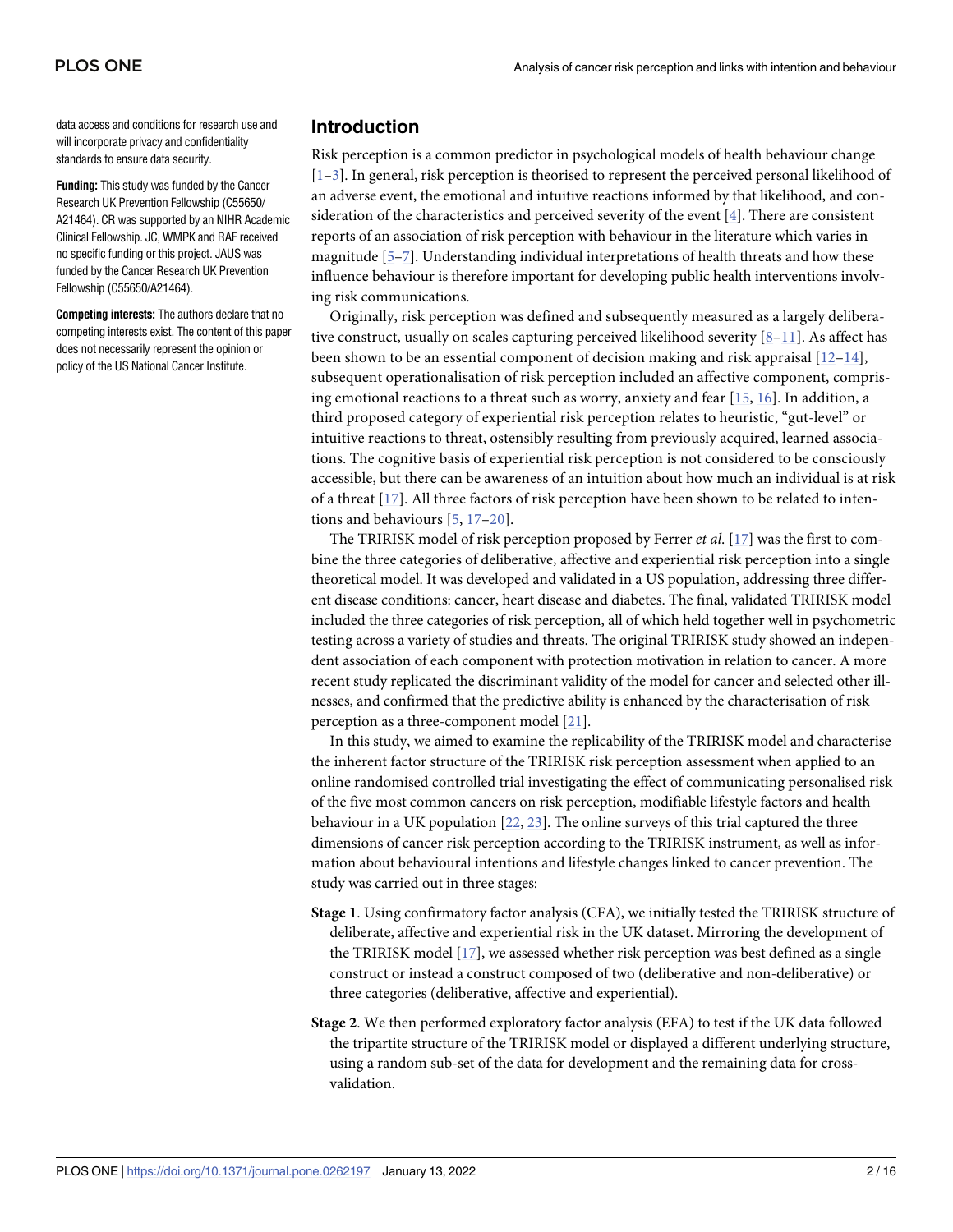data access and conditions for research use and will incorporate privacy and confidentiality standards to ensure data security.

**Funding:** This study was funded by the Cancer Research UK Prevention Fellowship (C55650/A21464). CR was supported by an NIHR Academic Clinical Fellowship. JC, WMPK and RAF received no specific funding or this project. JAUS was funded by the Cancer Research UK Prevention Fellowship (C55650/A21464).

**Competing interests:** The authors declare that no competing interests exist. The content of this paper does not necessarily represent the opinion or policy of the US National Cancer Institute.

## Introduction

Risk perception is a common predictor in psychological models of health behaviour change [1–3]. In general, risk perception is theorised to represent the perceived personal likelihood of an adverse event, the emotional and intuitive reactions informed by that likelihood, and consideration of the characteristics and perceived severity of the event [4]. There are consistent reports of an association of risk perception with behaviour in the literature which varies in magnitude [5–7]. Understanding individual interpretations of health threats and how these influence behaviour is therefore important for developing public health interventions involving risk communications.

Originally, risk perception was defined and subsequently measured as a largely deliberative construct, usually on scales capturing perceived likelihood severity [8–11]. As affect has been shown to be an essential component of decision making and risk appraisal [12–14], subsequent operationalisation of risk perception included an affective component, comprising emotional reactions to a threat such as worry, anxiety and fear [15, 16]. In addition, a third proposed category of experiential risk perception relates to heuristic, "gut-level" or intuitive reactions to threat, ostensibly resulting from previously acquired, learned associations. The cognitive basis of experiential risk perception is not considered to be consciously accessible, but there can be awareness of an intuition about how much an individual is at risk of a threat [17]. All three factors of risk perception have been shown to be related to intentions and behaviours [5, 17–20].

The TRIRISK model of risk perception proposed by Ferrer *et al*. [17] was the first to combine the three categories of deliberative, affective and experiential risk perception into a single theoretical model. It was developed and validated in a US population, addressing three different disease conditions: cancer, heart disease and diabetes. The final, validated TRIRISK model included the three categories of risk perception, all of which held together well in psychometric testing across a variety of studies and threats. The original TRIRISK study showed an independent association of each component with protection motivation in relation to cancer. A more recent study replicated the discriminant validity of the model for cancer and selected other illnesses, and confirmed that the predictive ability is enhanced by the characterisation of risk perception as a three-component model [21].

In this study, we aimed to examine the replicability of the TRIRISK model and characterise the inherent factor structure of the TRIRISK risk perception assessment when applied to an online randomised controlled trial investigating the effect of communicating personalised risk of the five most common cancers on risk perception, modifiable lifestyle factors and health behaviour in a UK population [22, 23]. The online surveys of this trial captured the three dimensions of cancer risk perception according to the TRIRISK instrument, as well as information about behavioural intentions and lifestyle changes linked to cancer prevention. The study was carried out in three stages:

**Stage 1**. Using confirmatory factor analysis (CFA), we initially tested the TRIRISK structure of deliberate, affective and experiential risk in the UK dataset. Mirroring the development of the TRIRISK model [17], we assessed whether risk perception was best defined as a single construct or instead a construct composed of two (deliberative and non-deliberative) or three categories (deliberative, affective and experiential).

**Stage 2**. We then performed exploratory factor analysis (EFA) to test if the UK data followed the tripartite structure of the TRIRISK model or displayed a different underlying structure, using a random sub-set of the data for development and the remaining data for cross-validation.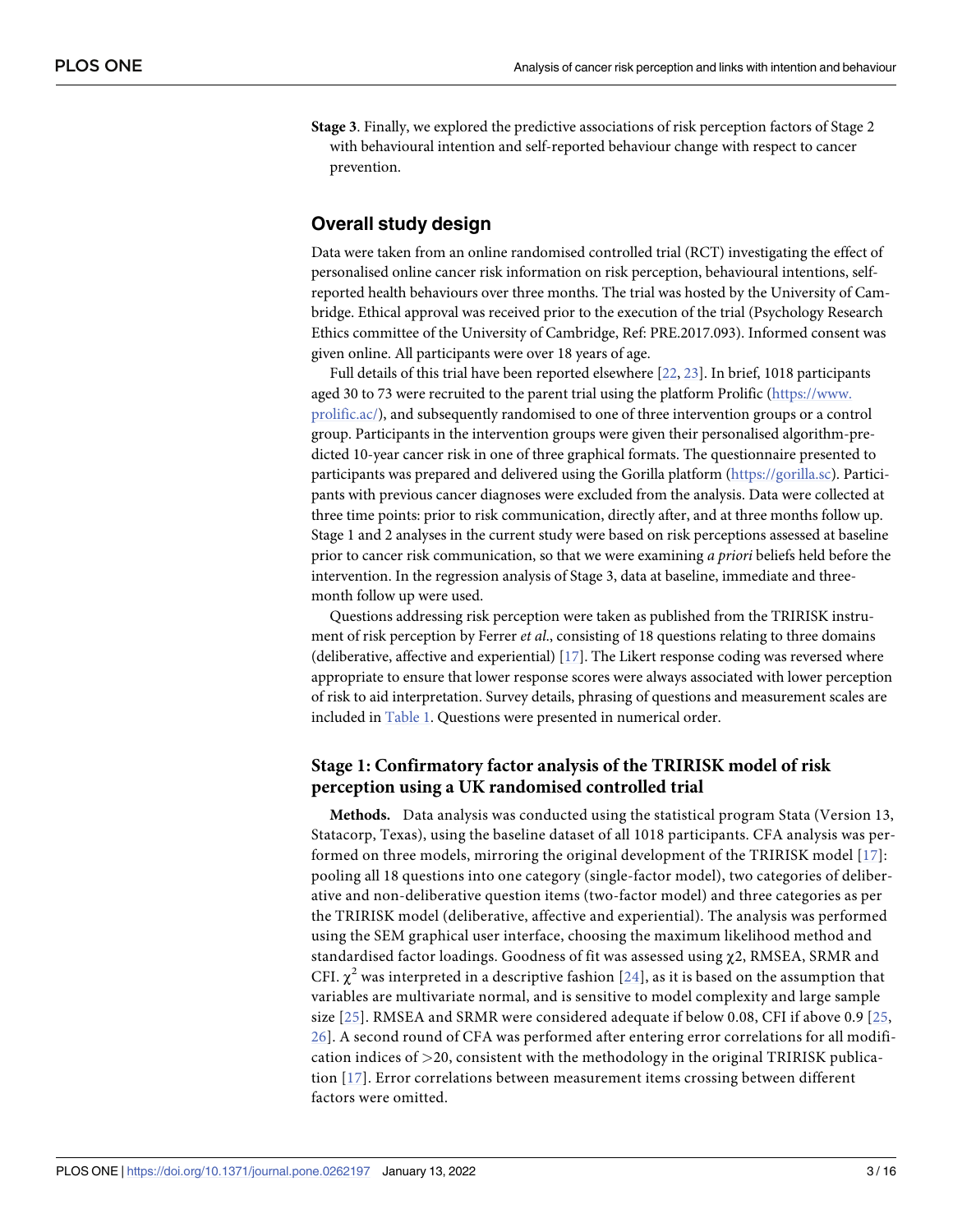**Stage 3**. Finally, we explored the predictive associations of risk perception factors of Stage 2 with behavioural intention and self-reported behaviour change with respect to cancer prevention.

## Overall study design

Data were taken from an online randomised controlled trial (RCT) investigating the effect of personalised online cancer risk information on risk perception, behavioural intentions, self-reported health behaviours over three months. The trial was hosted by the University of Cambridge. Ethical approval was received prior to the execution of the trial (Psychology Research Ethics committee of the University of Cambridge, Ref: PRE.2017.093). Informed consent was given online. All participants were over 18 years of age.

Full details of this trial have been reported elsewhere [22, 23]. In brief, 1018 participants aged 30 to 73 were recruited to the parent trial using the platform Prolific (https://www.prolific.ac/), and subsequently randomised to one of three intervention groups or a control group. Participants in the intervention groups were given their personalised algorithm-predicted 10-year cancer risk in one of three graphical formats. The questionnaire presented to participants was prepared and delivered using the Gorilla platform (https://gorilla.sc). Participants with previous cancer diagnoses were excluded from the analysis. Data were collected at three time points: prior to risk communication, directly after, and at three months follow up. Stage 1 and 2 analyses in the current study were based on risk perceptions assessed at baseline prior to cancer risk communication, so that we were examining *a priori* beliefs held before the intervention. In the regression analysis of Stage 3, data at baseline, immediate and three-month follow up were used.

Questions addressing risk perception were taken as published from the TRIRISK instrument of risk perception by Ferrer *et al*., consisting of 18 questions relating to three domains (deliberative, affective and experiential) [17]. The Likert response coding was reversed where appropriate to ensure that lower response scores were always associated with lower perception of risk to aid interpretation. Survey details, phrasing of questions and measurement scales are included in Table 1. Questions were presented in numerical order.

### Stage 1: Confirmatory factor analysis of the TRIRISK model of risk perception using a UK randomised controlled trial

**Methods.** Data analysis was conducted using the statistical program Stata (Version 13, Statacorp, Texas), using the baseline dataset of all 1018 participants. CFA analysis was performed on three models, mirroring the original development of the TRIRISK model [17]: pooling all 18 questions into one category (single-factor model), two categories of deliberative and non-deliberative question items (two-factor model) and three categories as per the TRIRISK model (deliberative, affective and experiential). The analysis was performed using the SEM graphical user interface, choosing the maximum likelihood method and standardised factor loadings. Goodness of fit was assessed using $\chi2$, RMSEA, SRMR and CFI. $\chi^2$ was interpreted in a descriptive fashion [24], as it is based on the assumption that variables are multivariate normal, and is sensitive to model complexity and large sample size [25]. RMSEA and SRMR were considered adequate if below 0.08, CFI if above 0.9 [25, 26]. A second round of CFA was performed after entering error correlations for all modification indices of >20, consistent with the methodology in the original TRIRISK publication [17]. Error correlations between measurement items crossing between different factors were omitted.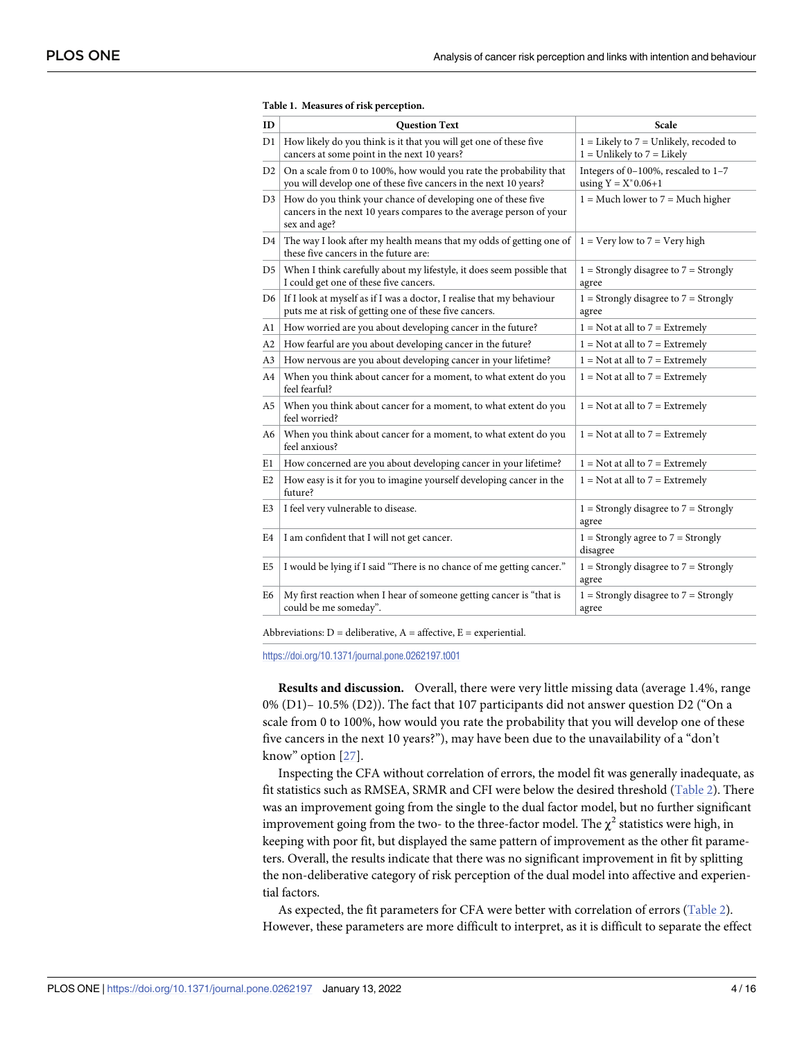**Table 1. Measures of risk perception.**

| ID | Question Text | Scale |
|---|---|---|
| D1 | How likely do you think is it that you will get one of these five cancers at some point in the next 10 years? | 1 = Likely to 7 = Unlikely, recoded to 1 = Unlikely to 7 = Likely |
| D2 | On a scale from 0 to 100%, how would you rate the probability that you will develop one of these five cancers in the next 10 years? | Integers of 0–100%, rescaled to 1–7 using Y = X*0.06+1 |
| D3 | How do you think your chance of developing one of these five cancers in the next 10 years compares to the average person of your sex and age? | 1 = Much lower to 7 = Much higher |
| D4 | The way I look after my health means that my odds of getting one of these five cancers in the future are: | 1 = Very low to 7 = Very high |
| D5 | When I think carefully about my lifestyle, it does seem possible that I could get one of these five cancers. | 1 = Strongly disagree to 7 = Strongly agree |
| D6 | If I look at myself as if I was a doctor, I realise that my behaviour puts me at risk of getting one of these five cancers. | 1 = Strongly disagree to 7 = Strongly agree |
| A1 | How worried are you about developing cancer in the future? | 1 = Not at all to 7 = Extremely |
| A2 | How fearful are you about developing cancer in the future? | 1 = Not at all to 7 = Extremely |
| A3 | How nervous are you about developing cancer in your lifetime? | 1 = Not at all to 7 = Extremely |
| A4 | When you think about cancer for a moment, to what extent do you feel fearful? | 1 = Not at all to 7 = Extremely |
| A5 | When you think about cancer for a moment, to what extent do you feel worried? | 1 = Not at all to 7 = Extremely |
| A6 | When you think about cancer for a moment, to what extent do you feel anxious? | 1 = Not at all to 7 = Extremely |
| E1 | How concerned are you about developing cancer in your lifetime? | 1 = Not at all to 7 = Extremely |
| E2 | How easy is it for you to imagine yourself developing cancer in the future? | 1 = Not at all to 7 = Extremely |
| E3 | I feel very vulnerable to disease. | 1 = Strongly disagree to 7 = Strongly agree |
| E4 | I am confident that I will not get cancer. | 1 = Strongly agree to 7 = Strongly disagree |
| E5 | I would be lying if I said "There is no chance of me getting cancer." | 1 = Strongly disagree to 7 = Strongly agree |
| E6 | My first reaction when I hear of someone getting cancer is "that is could be me someday". | 1 = Strongly disagree to 7 = Strongly agree |

Abbreviations: D = deliberative, A = affective, E = experiential.

https://doi.org/10.1371/journal.pone.0262197.t001

**Results and discussion.** Overall, there were very little missing data (average 1.4%, range 0% (D1)– 10.5% (D2)). The fact that 107 participants did not answer question D2 ("On a scale from 0 to 100%, how would you rate the probability that you will develop one of these five cancers in the next 10 years?"), may have been due to the unavailability of a "don't know" option [27].

Inspecting the CFA without correlation of errors, the model fit was generally inadequate, as fit statistics such as RMSEA, SRMR and CFI were below the desired threshold (Table 2). There was an improvement going from the single to the dual factor model, but no further significant improvement going from the two- to the three-factor model. The $\chi^2$ statistics were high, in keeping with poor fit, but displayed the same pattern of improvement as the other fit parameters. Overall, the results indicate that there was no significant improvement in fit by splitting the non-deliberative category of risk perception of the dual model into affective and experiential factors.

As expected, the fit parameters for CFA were better with correlation of errors (Table 2). However, these parameters are more difficult to interpret, as it is difficult to separate the effect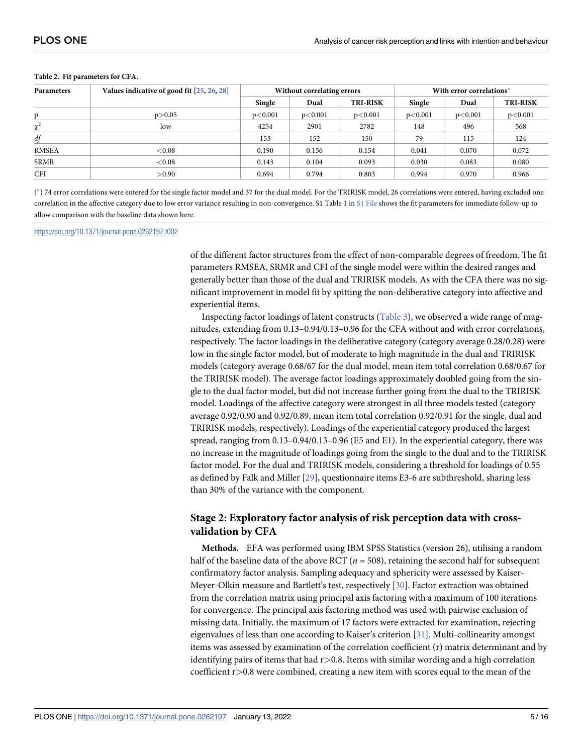**Table 2. Fit parameters for CFA.**

| Parameters | Values indicative of good fit [25, 26, 28] | Without correlating errors | | | With error correlations* | | |
|---|---|---|---|---|---|---|---|
| | | Single | Dual | TRI-RISK | Single | Dual | TRI-RISK |
| p | p>0.05 | p<0.001 | p<0.001 | p<0.001 | p<0.001 | p<0.001 | p<0.001 |
| $\chi^2$ | low | 4254 | 2901 | 2782 | 148 | 496 | 568 |
| *df* | - | 153 | 152 | 150 | 79 | 115 | 124 |
| RMSEA | <0.08 | 0.190 | 0.156 | 0.154 | 0.041 | 0.070 | 0.072 |
| SRMR | <0.08 | 0.143 | 0.104 | 0.093 | 0.030 | 0.083 | 0.080 |
| CFI | >0.90 | 0.694 | 0.794 | 0.803 | 0.994 | 0.970 | 0.966 |

(*) 74 error correlations were entered for the single factor model and 37 for the dual model. For the TRIRISK model, 26 correlations were entered, having excluded one correlation in the affective category due to low error variance resulting in non-convergence. S1 Table 1 in S1 File shows the fit parameters for immediate follow-up to allow comparison with the baseline data shown here.

https://doi.org/10.1371/journal.pone.0262197.t002

of the different factor structures from the effect of non-comparable degrees of freedom. The fit parameters RMSEA, SRMR and CFI of the single model were within the desired ranges and generally better than those of the dual and TRIRISK models. As with the CFA there was no significant improvement in model fit by spitting the non-deliberative category into affective and experiential items.

Inspecting factor loadings of latent constructs (Table 3), we observed a wide range of magnitudes, extending from 0.13–0.94/0.13–0.96 for the CFA without and with error correlations, respectively. The factor loadings in the deliberative category (category average 0.28/0.28) were low in the single factor model, but of moderate to high magnitude in the dual and TRIRISK models (category average 0.68/67 for the dual model, mean item total correlation 0.68/0.67 for the TRIRISK model). The average factor loadings approximately doubled going from the single to the dual factor model, but did not increase further going from the dual to the TRIRISK model. Loadings of the affective category were strongest in all three models tested (category average 0.92/0.90 and 0.92/0.89, mean item total correlation 0.92/0.91 for the single, dual and TRIRISK models, respectively). Loadings of the experiential category produced the largest spread, ranging from 0.13–0.94/0.13–0.96 (E5 and E1). In the experiential category, there was no increase in the magnitude of loadings going from the single to the dual and to the TRIRISK factor model. For the dual and TRIRISK models, considering a threshold for loadings of 0.55 as defined by Falk and Miller [29], questionnaire items E3-6 are subthreshold, sharing less than 30% of the variance with the component.

## Stage 2: Exploratory factor analysis of risk perception data with cross-validation by CFA

**Methods.** EFA was performed using IBM SPSS Statistics (version 26), utilising a random half of the baseline data of the above RCT ($n = 508$), retaining the second half for subsequent confirmatory factor analysis. Sampling adequacy and sphericity were assessed by Kaiser-Meyer-Olkin measure and Bartlett's test, respectively [30]. Factor extraction was obtained from the correlation matrix using principal axis factoring with a maximum of 100 iterations for convergence. The principal axis factoring method was used with pairwise exclusion of missing data. Initially, the maximum of 17 factors were extracted for examination, rejecting eigenvalues of less than one according to Kaiser's criterion [31]. Multi-collinearity amongst items was assessed by examination of the correlation coefficient (r) matrix determinant and by identifying pairs of items that had $r>0.8$. Items with similar wording and a high correlation coefficient $r>0.8$ were combined, creating a new item with scores equal to the mean of the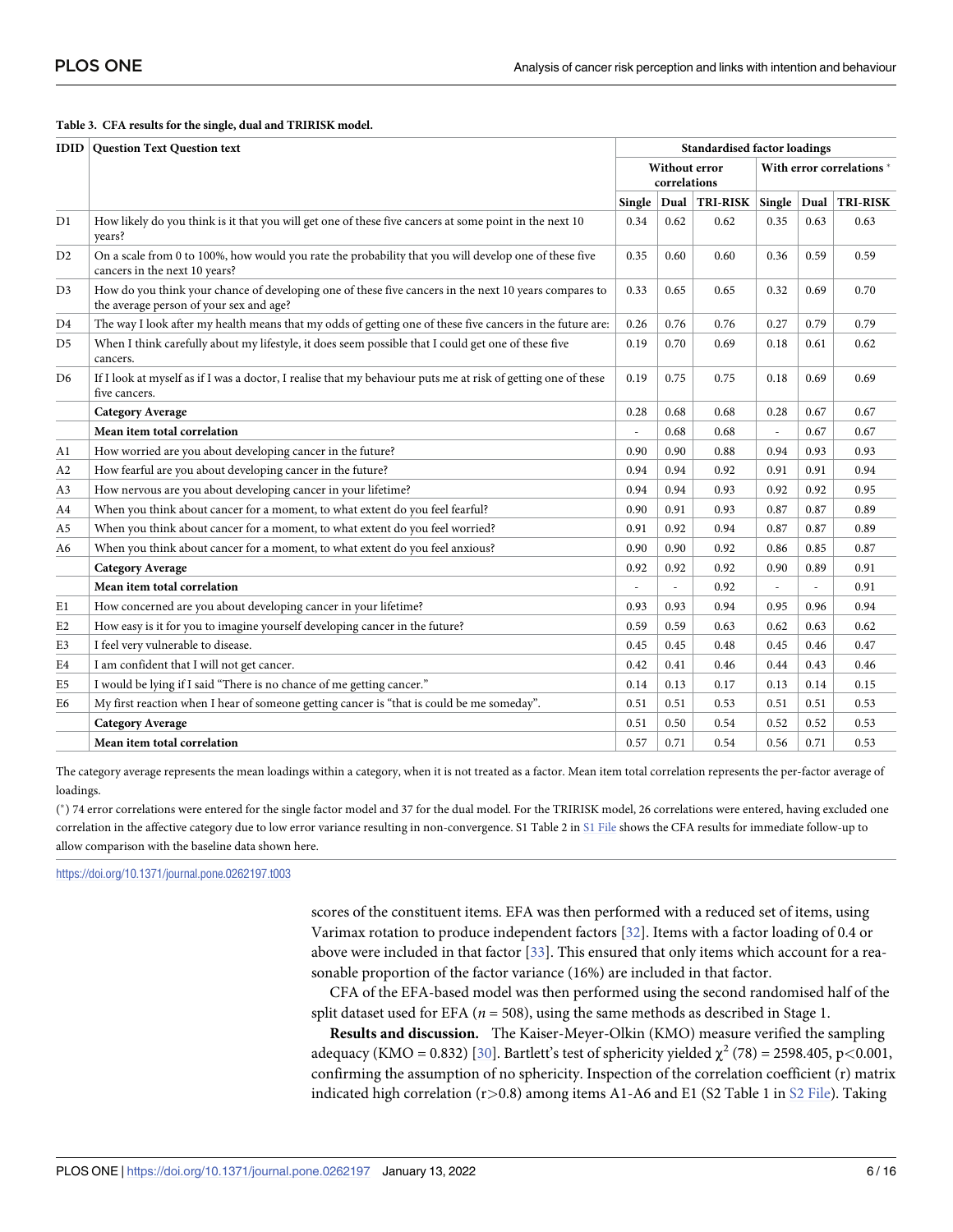**Table 3. CFA results for the single, dual and TRIRISK model.**

| IDID | Question Text Question text | Standardised factor loadings | | | | | |
|---|---|---|---|---|---|---|---|
| | | Without error correlations | | | With error correlations * | | |
| | | Single | Dual | TRI-RISK | Single | Dual | TRI-RISK |
| D1 | How likely do you think is it that you will get one of these five cancers at some point in the next 10 years? | 0.34 | 0.62 | 0.62 | 0.35 | 0.63 | 0.63 |
| D2 | On a scale from 0 to 100%, how would you rate the probability that you will develop one of these five cancers in the next 10 years? | 0.35 | 0.60 | 0.60 | 0.36 | 0.59 | 0.59 |
| D3 | How do you think your chance of developing one of these five cancers in the next 10 years compares to the average person of your sex and age? | 0.33 | 0.65 | 0.65 | 0.32 | 0.69 | 0.70 |
| D4 | The way I look after my health means that my odds of getting one of these five cancers in the future are: | 0.26 | 0.76 | 0.76 | 0.27 | 0.79 | 0.79 |
| D5 | When I think carefully about my lifestyle, it does seem possible that I could get one of these five cancers. | 0.19 | 0.70 | 0.69 | 0.18 | 0.61 | 0.62 |
| D6 | If I look at myself as if I was a doctor, I realise that my behaviour puts me at risk of getting one of these five cancers. | 0.19 | 0.75 | 0.75 | 0.18 | 0.69 | 0.69 |
| | **Category Average** | 0.28 | 0.68 | 0.68 | 0.28 | 0.67 | 0.67 |
| | **Mean item total correlation** | - | 0.68 | 0.68 | - | 0.67 | 0.67 |
| A1 | How worried are you about developing cancer in the future? | 0.90 | 0.90 | 0.88 | 0.94 | 0.93 | 0.93 |
| A2 | How fearful are you about developing cancer in the future? | 0.94 | 0.94 | 0.92 | 0.91 | 0.91 | 0.94 |
| A3 | How nervous are you about developing cancer in your lifetime? | 0.94 | 0.94 | 0.93 | 0.92 | 0.92 | 0.95 |
| A4 | When you think about cancer for a moment, to what extent do you feel fearful? | 0.90 | 0.91 | 0.93 | 0.87 | 0.87 | 0.89 |
| A5 | When you think about cancer for a moment, to what extent do you feel worried? | 0.91 | 0.92 | 0.94 | 0.87 | 0.87 | 0.89 |
| A6 | When you think about cancer for a moment, to what extent do you feel anxious? | 0.90 | 0.90 | 0.92 | 0.86 | 0.85 | 0.87 |
| | **Category Average** | 0.92 | 0.92 | 0.92 | 0.90 | 0.89 | 0.91 |
| | **Mean item total correlation** | - | - | 0.92 | - | - | 0.91 |
| E1 | How concerned are you about developing cancer in your lifetime? | 0.93 | 0.93 | 0.94 | 0.95 | 0.96 | 0.94 |
| E2 | How easy is it for you to imagine yourself developing cancer in the future? | 0.59 | 0.59 | 0.63 | 0.62 | 0.63 | 0.62 |
| E3 | I feel very vulnerable to disease. | 0.45 | 0.45 | 0.48 | 0.45 | 0.46 | 0.47 |
| E4 | I am confident that I will not get cancer. | 0.42 | 0.41 | 0.46 | 0.44 | 0.43 | 0.46 |
| E5 | I would be lying if I said "There is no chance of me getting cancer." | 0.14 | 0.13 | 0.17 | 0.13 | 0.14 | 0.15 |
| E6 | My first reaction when I hear of someone getting cancer is "that is could be me someday". | 0.51 | 0.51 | 0.53 | 0.51 | 0.51 | 0.53 |
| | **Category Average** | 0.51 | 0.50 | 0.54 | 0.52 | 0.52 | 0.53 |
| | **Mean item total correlation** | 0.57 | 0.71 | 0.54 | 0.56 | 0.71 | 0.53 |

The category average represents the mean loadings within a category, when it is not treated as a factor. Mean item total correlation represents the per-factor average of loadings.

(*) 74 error correlations were entered for the single factor model and 37 for the dual model. For the TRIRISK model, 26 correlations were entered, having excluded one correlation in the affective category due to low error variance resulting in non-convergence. S1 Table 2 in S1 File shows the CFA results for immediate follow-up to allow comparison with the baseline data shown here.

https://doi.org/10.1371/journal.pone.0262197.t003

scores of the constituent items. EFA was then performed with a reduced set of items, using Varimax rotation to produce independent factors [32]. Items with a factor loading of 0.4 or above were included in that factor [33]. This ensured that only items which account for a reasonable proportion of the factor variance (16%) are included in that factor.

CFA of the EFA-based model was then performed using the second randomised half of the split dataset used for EFA ($n$ = 508), using the same methods as described in Stage 1.

**Results and discussion.** The Kaiser-Meyer-Olkin (KMO) measure verified the sampling adequacy (KMO = 0.832) [30]. Bartlett's test of sphericity yielded $\chi^2$ (78) = 2598.405, $p<0.001$, confirming the assumption of no sphericity. Inspection of the correlation coefficient (r) matrix indicated high correlation ($r>0.8$) among items A1-A6 and E1 (S2 Table 1 in S2 File). Taking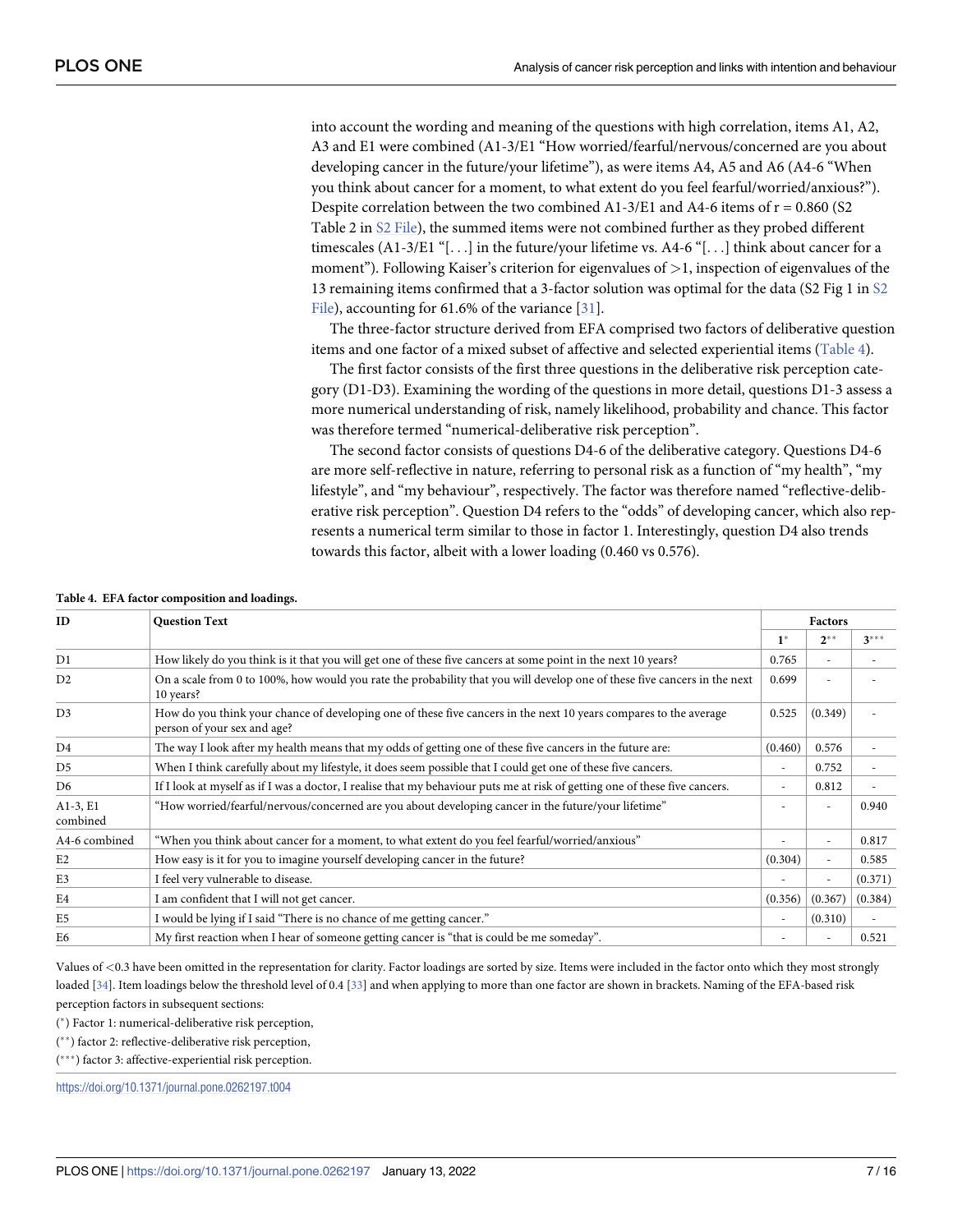into account the wording and meaning of the questions with high correlation, items A1, A2, A3 and E1 were combined (A1-3/E1 "How worried/fearful/nervous/concerned are you about developing cancer in the future/your lifetime"), as were items A4, A5 and A6 (A4-6 "When you think about cancer for a moment, to what extent do you feel fearful/worried/anxious?"). Despite correlation between the two combined A1-3/E1 and A4-6 items of r = 0.860 (S2 Table 2 in S2 File), the summed items were not combined further as they probed different timescales (A1-3/E1 "[. . .] in the future/your lifetime vs. A4-6 "[. . .] think about cancer for a moment"). Following Kaiser's criterion for eigenvalues of >1, inspection of eigenvalues of the 13 remaining items confirmed that a 3-factor solution was optimal for the data (S2 Fig 1 in S2 File), accounting for 61.6% of the variance [31].

The three-factor structure derived from EFA comprised two factors of deliberative question items and one factor of a mixed subset of affective and selected experiential items (Table 4).

The first factor consists of the first three questions in the deliberative risk perception category (D1-D3). Examining the wording of the questions in more detail, questions D1-3 assess a more numerical understanding of risk, namely likelihood, probability and chance. This factor was therefore termed "numerical-deliberative risk perception".

The second factor consists of questions D4-6 of the deliberative category. Questions D4-6 are more self-reflective in nature, referring to personal risk as a function of "my health", "my lifestyle", and "my behaviour", respectively. The factor was therefore named "reflective-deliberative risk perception". Question D4 refers to the "odds" of developing cancer, which also represents a numerical term similar to those in factor 1. Interestingly, question D4 also trends towards this factor, albeit with a lower loading (0.460 vs 0.576).

**Table 4. EFA factor composition and loadings.**

| ID | Question Text | Factors | | |
|---|---|---|---|---|
| | | 1* | 2** | 3*** |
| D1 | How likely do you think is it that you will get one of these five cancers at some point in the next 10 years? | 0.765 | - | - |
| D2 | On a scale from 0 to 100%, how would you rate the probability that you will develop one of these five cancers in the next 10 years? | 0.699 | - | - |
| D3 | How do you think your chance of developing one of these five cancers in the next 10 years compares to the average person of your sex and age? | 0.525 | (0.349) | - |
| D4 | The way I look after my health means that my odds of getting one of these five cancers in the future are: | (0.460) | 0.576 | - |
| D5 | When I think carefully about my lifestyle, it does seem possible that I could get one of these five cancers. | - | 0.752 | - |
| D6 | If I look at myself as if I was a doctor, I realise that my behaviour puts me at risk of getting one of these five cancers. | - | 0.812 | - |
| A1-3, E1 combined | "How worried/fearful/nervous/concerned are you about developing cancer in the future/your lifetime" | - | - | 0.940 |
| A4-6 combined | "When you think about cancer for a moment, to what extent do you feel fearful/worried/anxious" | - | - | 0.817 |
| E2 | How easy is it for you to imagine yourself developing cancer in the future? | (0.304) | - | 0.585 |
| E3 | I feel very vulnerable to disease. | - | - | (0.371) |
| E4 | I am confident that I will not get cancer. | (0.356) | (0.367) | (0.384) |
| E5 | I would be lying if I said "There is no chance of me getting cancer." | - | (0.310) | - |
| E6 | My first reaction when I hear of someone getting cancer is "that is could be me someday". | - | - | 0.521 |

Values of <0.3 have been omitted in the representation for clarity. Factor loadings are sorted by size. Items were included in the factor onto which they most strongly loaded [34]. Item loadings below the threshold level of 0.4 [33] and when applying to more than one factor are shown in brackets. Naming of the EFA-based risk perception factors in subsequent sections:

(*) Factor 1: numerical-deliberative risk perception,

(**) factor 2: reflective-deliberative risk perception,

(***) factor 3: affective-experiential risk perception.

https://doi.org/10.1371/journal.pone.0262197.t004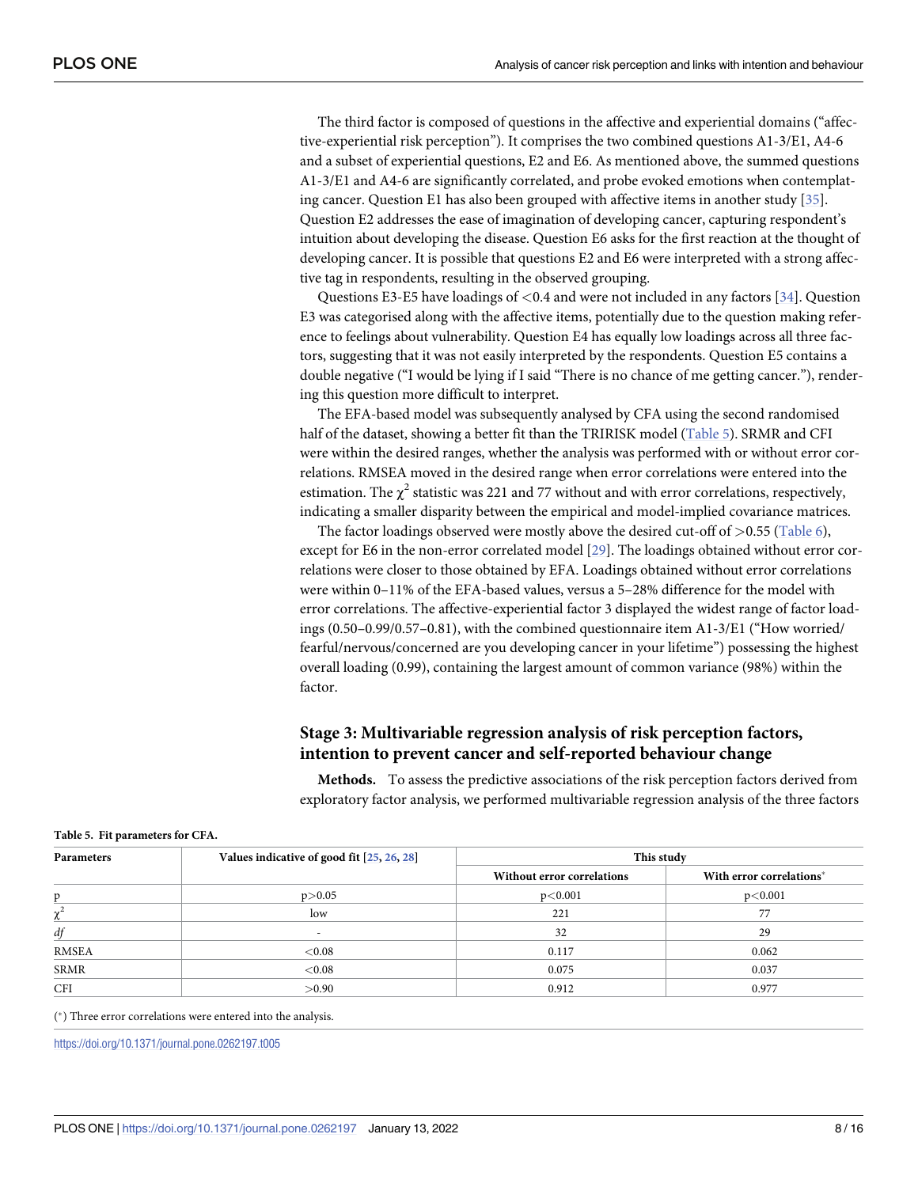The third factor is composed of questions in the affective and experiential domains ("affective-experiential risk perception"). It comprises the two combined questions A1-3/E1, A4-6 and a subset of experiential questions, E2 and E6. As mentioned above, the summed questions A1-3/E1 and A4-6 are significantly correlated, and probe evoked emotions when contemplating cancer. Question E1 has also been grouped with affective items in another study [35]. Question E2 addresses the ease of imagination of developing cancer, capturing respondent's intuition about developing the disease. Question E6 asks for the first reaction at the thought of developing cancer. It is possible that questions E2 and E6 were interpreted with a strong affective tag in respondents, resulting in the observed grouping.

Questions E3-E5 have loadings of <0.4 and were not included in any factors [34]. Question E3 was categorised along with the affective items, potentially due to the question making reference to feelings about vulnerability. Question E4 has equally low loadings across all three factors, suggesting that it was not easily interpreted by the respondents. Question E5 contains a double negative ("I would be lying if I said "There is no chance of me getting cancer."), rendering this question more difficult to interpret.

The EFA-based model was subsequently analysed by CFA using the second randomised half of the dataset, showing a better fit than the TRIRISK model (Table 5). SRMR and CFI were within the desired ranges, whether the analysis was performed with or without error correlations. RMSEA moved in the desired range when error correlations were entered into the estimation. The $\chi^2$ statistic was 221 and 77 without and with error correlations, respectively, indicating a smaller disparity between the empirical and model-implied covariance matrices.

The factor loadings observed were mostly above the desired cut-off of >0.55 (Table 6), except for E6 in the non-error correlated model [29]. The loadings obtained without error correlations were closer to those obtained by EFA. Loadings obtained without error correlations were within 0–11% of the EFA-based values, versus a 5–28% difference for the model with error correlations. The affective-experiential factor 3 displayed the widest range of factor loadings (0.50–0.99/0.57–0.81), with the combined questionnaire item A1-3/E1 ("How worried/fearful/nervous/concerned are you developing cancer in your lifetime") possessing the highest overall loading (0.99), containing the largest amount of common variance (98%) within the factor.

### Stage 3: Multivariable regression analysis of risk perception factors, intention to prevent cancer and self-reported behaviour change

**Methods.** To assess the predictive associations of the risk perception factors derived from exploratory factor analysis, we performed multivariable regression analysis of the three factors

**Table 5. Fit parameters for CFA.**

| Parameters | Values indicative of good fit [25, 26, 28] | This study | |
|---|---|---|---|
| | | Without error correlations | With error correlations* |
| p | p>0.05 | p<0.001 | p<0.001 |
| $\chi^2$ | low | 221 | 77 |
| *df* | - | 32 | 29 |
| RMSEA | <0.08 | 0.117 | 0.062 |
| SRMR | <0.08 | 0.075 | 0.037 |
| CFI | >0.90 | 0.912 | 0.977 |

(*) Three error correlations were entered into the analysis.

https://doi.org/10.1371/journal.pone.0262197.t005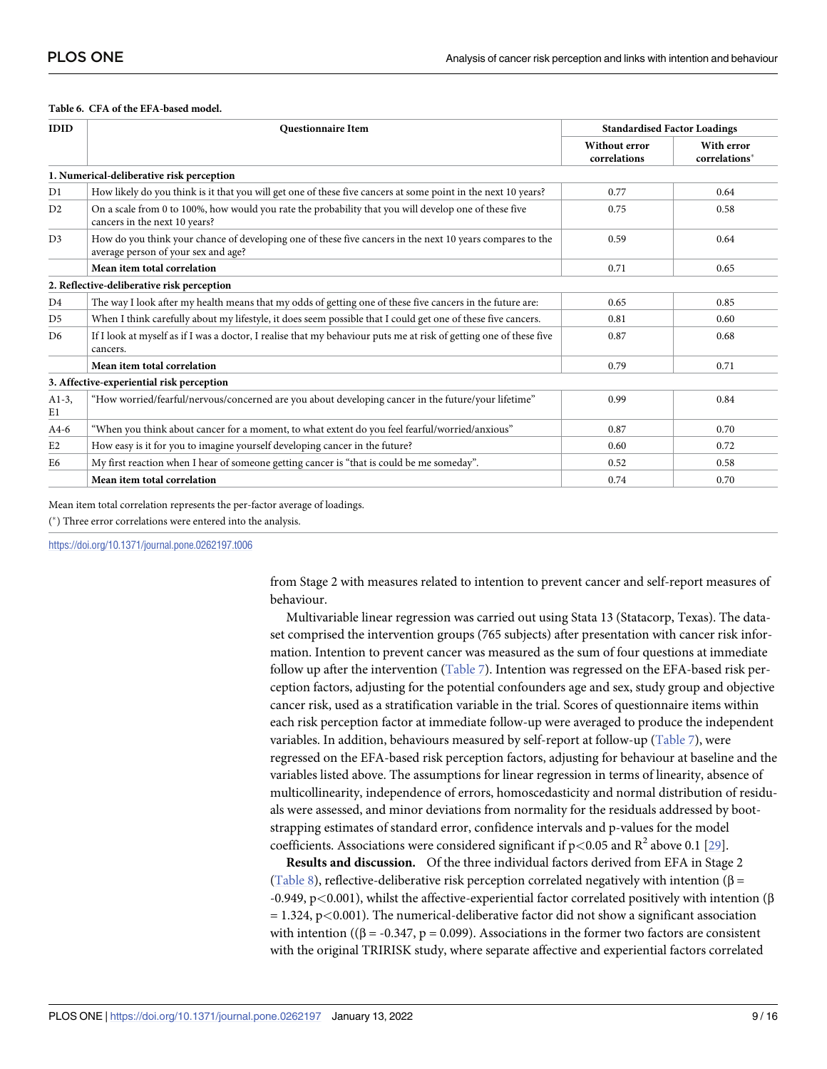**Table 6. CFA of the EFA-based model.**

| IDID | Questionnaire Item | Standardised Factor Loadings | |
|---|---|---|---|
| | | Without error correlations | With error correlations* |
| **1. Numerical-deliberative risk perception** | | | |
| D1 | How likely do you think is it that you will get one of these five cancers at some point in the next 10 years? | 0.77 | 0.64 |
| D2 | On a scale from 0 to 100%, how would you rate the probability that you will develop one of these five cancers in the next 10 years? | 0.75 | 0.58 |
| D3 | How do you think your chance of developing one of these five cancers in the next 10 years compares to the average person of your sex and age? | 0.59 | 0.64 |
| | **Mean item total correlation** | 0.71 | 0.65 |
| **2. Reflective-deliberative risk perception** | | | |
| D4 | The way I look after my health means that my odds of getting one of these five cancers in the future are: | 0.65 | 0.85 |
| D5 | When I think carefully about my lifestyle, it does seem possible that I could get one of these five cancers. | 0.81 | 0.60 |
| D6 | If I look at myself as if I was a doctor, I realise that my behaviour puts me at risk of getting one of these five cancers. | 0.87 | 0.68 |
| | **Mean item total correlation** | 0.79 | 0.71 |
| **3. Affective-experiential risk perception** | | | |
| A1-3, E1 | "How worried/fearful/nervous/concerned are you about developing cancer in the future/your lifetime" | 0.99 | 0.84 |
| A4-6 | "When you think about cancer for a moment, to what extent do you feel fearful/worried/anxious" | 0.87 | 0.70 |
| E2 | How easy is it for you to imagine yourself developing cancer in the future? | 0.60 | 0.72 |
| E6 | My first reaction when I hear of someone getting cancer is "that is could be me someday". | 0.52 | 0.58 |
| | **Mean item total correlation** | 0.74 | 0.70 |

Mean item total correlation represents the per-factor average of loadings.

(*) Three error correlations were entered into the analysis.

https://doi.org/10.1371/journal.pone.0262197.t006

from Stage 2 with measures related to intention to prevent cancer and self-report measures of behaviour.

Multivariable linear regression was carried out using Stata 13 (Statacorp, Texas). The dataset comprised the intervention groups (765 subjects) after presentation with cancer risk information. Intention to prevent cancer was measured as the sum of four questions at immediate follow up after the intervention (Table 7). Intention was regressed on the EFA-based risk perception factors, adjusting for the potential confounders age and sex, study group and objective cancer risk, used as a stratification variable in the trial. Scores of questionnaire items within each risk perception factor at immediate follow-up were averaged to produce the independent variables. In addition, behaviours measured by self-report at follow-up (Table 7), were regressed on the EFA-based risk perception factors, adjusting for behaviour at baseline and the variables listed above. The assumptions for linear regression in terms of linearity, absence of multicollinearity, independence of errors, homoscedasticity and normal distribution of residuals were assessed, and minor deviations from normality for the residuals addressed by bootstrapping estimates of standard error, confidence intervals and p-values for the model coefficients. Associations were considered significant if $p<0.05$ and $R^2$ above 0.1 [29].

**Results and discussion.** Of the three individual factors derived from EFA in Stage 2 (Table 8), reflective-deliberative risk perception correlated negatively with intention ($\beta = -0.949$, $p<0.001$), whilst the affective-experiential factor correlated positively with intention ($\beta = 1.324$, $p<0.001$). The numerical-deliberative factor did not show a significant association with intention (($\beta = -0.347$, $p = 0.099$). Associations in the former two factors are consistent with the original TRIRISK study, where separate affective and experiential factors correlated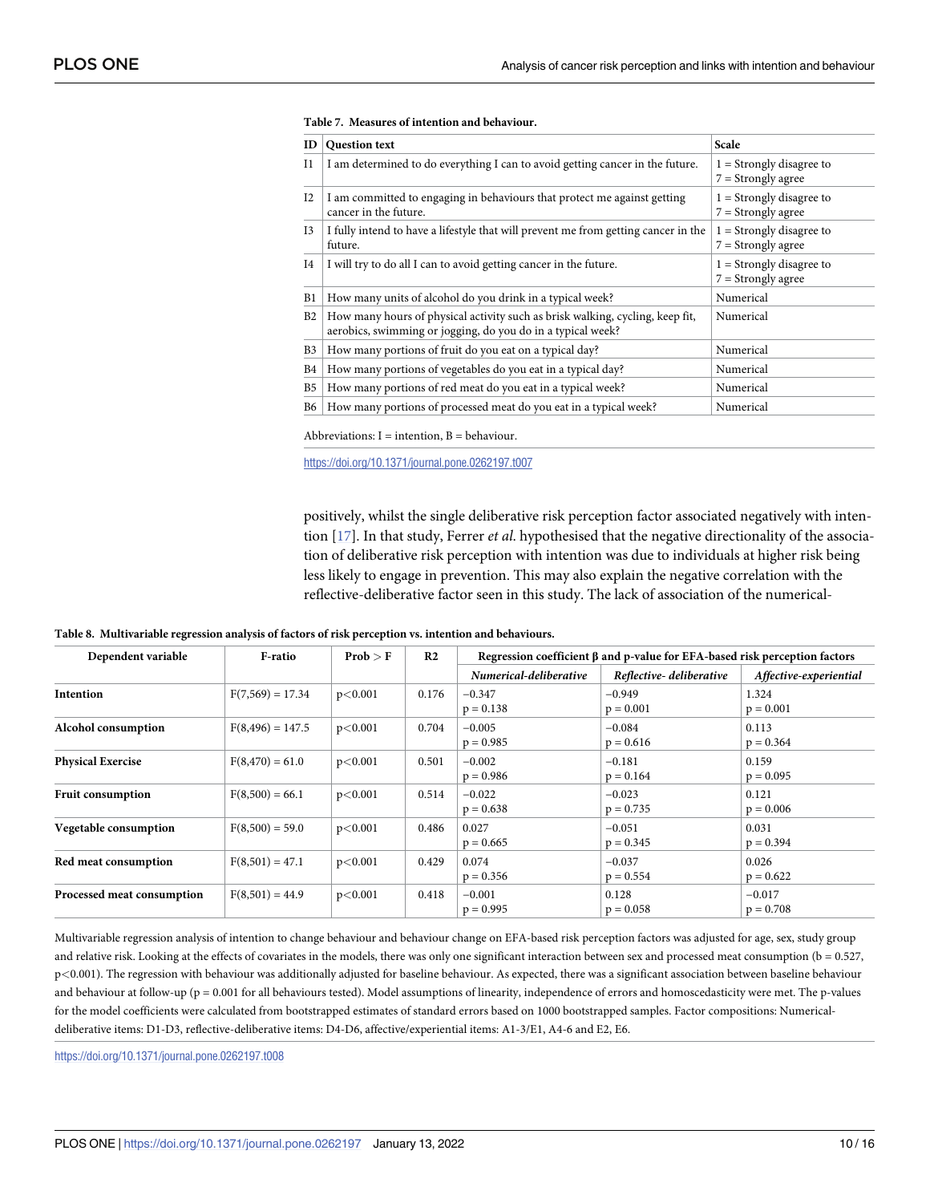**Table 7. Measures of intention and behaviour.**

| ID | Question text | Scale |
|---|---|---|
| I1 | I am determined to do everything I can to avoid getting cancer in the future. | 1 = Strongly disagree to 7 = Strongly agree |
| I2 | I am committed to engaging in behaviours that protect me against getting cancer in the future. | 1 = Strongly disagree to 7 = Strongly agree |
| I3 | I fully intend to have a lifestyle that will prevent me from getting cancer in the future. | 1 = Strongly disagree to 7 = Strongly agree |
| I4 | I will try to do all I can to avoid getting cancer in the future. | 1 = Strongly disagree to 7 = Strongly agree |
| B1 | How many units of alcohol do you drink in a typical week? | Numerical |
| B2 | How many hours of physical activity such as brisk walking, cycling, keep fit, aerobics, swimming or jogging, do you do in a typical week? | Numerical |
| B3 | How many portions of fruit do you eat on a typical day? | Numerical |
| B4 | How many portions of vegetables do you eat in a typical day? | Numerical |
| B5 | How many portions of red meat do you eat in a typical week? | Numerical |
| B6 | How many portions of processed meat do you eat in a typical week? | Numerical |

Abbreviations: I = intention, B = behaviour.

https://doi.org/10.1371/journal.pone.0262197.t007

positively, whilst the single deliberative risk perception factor associated negatively with intention [17]. In that study, Ferrer *et al*. hypothesised that the negative directionality of the association of deliberative risk perception with intention was due to individuals at higher risk being less likely to engage in prevention. This may also explain the negative correlation with the reflective-deliberative factor seen in this study. The lack of association of the numerical-

**Table 8. Multivariable regression analysis of factors of risk perception vs. intention and behaviours.**

| Dependent variable | F-ratio | Prob > F | R2 | Regression coefficient β and p-value for EFA-based risk perception factors | | |
|---|---|---|---|---|---|---|
| | | | | *Numerical-deliberative* | *Reflective- deliberative* | *Affective-experiential* |
| **Intention** | F(7,569) = 17.34 | p<0.001 | 0.176 | −0.347 p = 0.138 | −0.949 p = 0.001 | 1.324 p = 0.001 |
| **Alcohol consumption** | F(8,496) = 147.5 | p<0.001 | 0.704 | −0.005 p = 0.985 | −0.084 p = 0.616 | 0.113 p = 0.364 |
| **Physical Exercise** | F(8,470) = 61.0 | p<0.001 | 0.501 | −0.002 p = 0.986 | −0.181 p = 0.164 | 0.159 p = 0.095 |
| **Fruit consumption** | F(8,500) = 66.1 | p<0.001 | 0.514 | −0.022 p = 0.638 | −0.023 p = 0.735 | 0.121 p = 0.006 |
| **Vegetable consumption** | F(8,500) = 59.0 | p<0.001 | 0.486 | 0.027 p = 0.665 | −0.051 p = 0.345 | 0.031 p = 0.394 |
| **Red meat consumption** | F(8,501) = 47.1 | p<0.001 | 0.429 | 0.074 p = 0.356 | −0.037 p = 0.554 | 0.026 p = 0.622 |
| **Processed meat consumption** | F(8,501) = 44.9 | p<0.001 | 0.418 | −0.001 p = 0.995 | 0.128 p = 0.058 | −0.017 p = 0.708 |

Multivariable regression analysis of intention to change behaviour and behaviour change on EFA-based risk perception factors was adjusted for age, sex, study group and relative risk. Looking at the effects of covariates in the models, there was only one significant interaction between sex and processed meat consumption (b = 0.527, p<0.001). The regression with behaviour was additionally adjusted for baseline behaviour. As expected, there was a significant association between baseline behaviour and behaviour at follow-up (p = 0.001 for all behaviours tested). Model assumptions of linearity, independence of errors and homoscedasticity were met. The p-values for the model coefficients were calculated from bootstrapped estimates of standard errors based on 1000 bootstrapped samples. Factor compositions: Numerical-deliberative items: D1-D3, reflective-deliberative items: D4-D6, affective/experiential items: A1-3/E1, A4-6 and E2, E6.

https://doi.org/10.1371/journal.pone.0262197.t008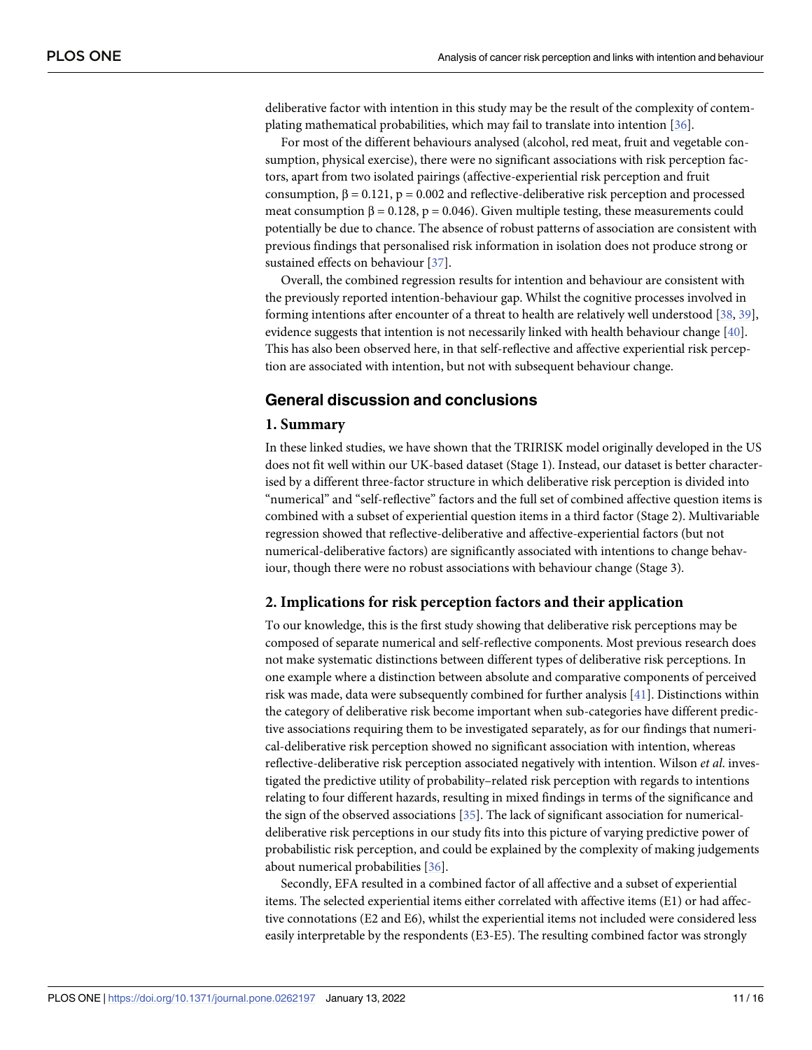deliberative factor with intention in this study may be the result of the complexity of contemplating mathematical probabilities, which may fail to translate into intention [36].

For most of the different behaviours analysed (alcohol, red meat, fruit and vegetable consumption, physical exercise), there were no significant associations with risk perception factors, apart from two isolated pairings (affective-experiential risk perception and fruit consumption, $\beta = 0.121$, $p = 0.002$ and reflective-deliberative risk perception and processed meat consumption $\beta = 0.128$, $p = 0.046$). Given multiple testing, these measurements could potentially be due to chance. The absence of robust patterns of association are consistent with previous findings that personalised risk information in isolation does not produce strong or sustained effects on behaviour [37].

Overall, the combined regression results for intention and behaviour are consistent with the previously reported intention-behaviour gap. Whilst the cognitive processes involved in forming intentions after encounter of a threat to health are relatively well understood [38, 39], evidence suggests that intention is not necessarily linked with health behaviour change [40]. This has also been observed here, in that self-reflective and affective experiential risk perception are associated with intention, but not with subsequent behaviour change.

## General discussion and conclusions

### 1. Summary

In these linked studies, we have shown that the TRIRISK model originally developed in the US does not fit well within our UK-based dataset (Stage 1). Instead, our dataset is better characterised by a different three-factor structure in which deliberative risk perception is divided into "numerical" and "self-reflective" factors and the full set of combined affective question items is combined with a subset of experiential question items in a third factor (Stage 2). Multivariable regression showed that reflective-deliberative and affective-experiential factors (but not numerical-deliberative factors) are significantly associated with intentions to change behaviour, though there were no robust associations with behaviour change (Stage 3).

### 2. Implications for risk perception factors and their application

To our knowledge, this is the first study showing that deliberative risk perceptions may be composed of separate numerical and self-reflective components. Most previous research does not make systematic distinctions between different types of deliberative risk perceptions. In one example where a distinction between absolute and comparative components of perceived risk was made, data were subsequently combined for further analysis [41]. Distinctions within the category of deliberative risk become important when sub-categories have different predictive associations requiring them to be investigated separately, as for our findings that numerical-deliberative risk perception showed no significant association with intention, whereas reflective-deliberative risk perception associated negatively with intention. Wilson *et al*. investigated the predictive utility of probability–related risk perception with regards to intentions relating to four different hazards, resulting in mixed findings in terms of the significance and the sign of the observed associations [35]. The lack of significant association for numerical-deliberative risk perceptions in our study fits into this picture of varying predictive power of probabilistic risk perception, and could be explained by the complexity of making judgements about numerical probabilities [36].

Secondly, EFA resulted in a combined factor of all affective and a subset of experiential items. The selected experiential items either correlated with affective items (E1) or had affective connotations (E2 and E6), whilst the experiential items not included were considered less easily interpretable by the respondents (E3-E5). The resulting combined factor was strongly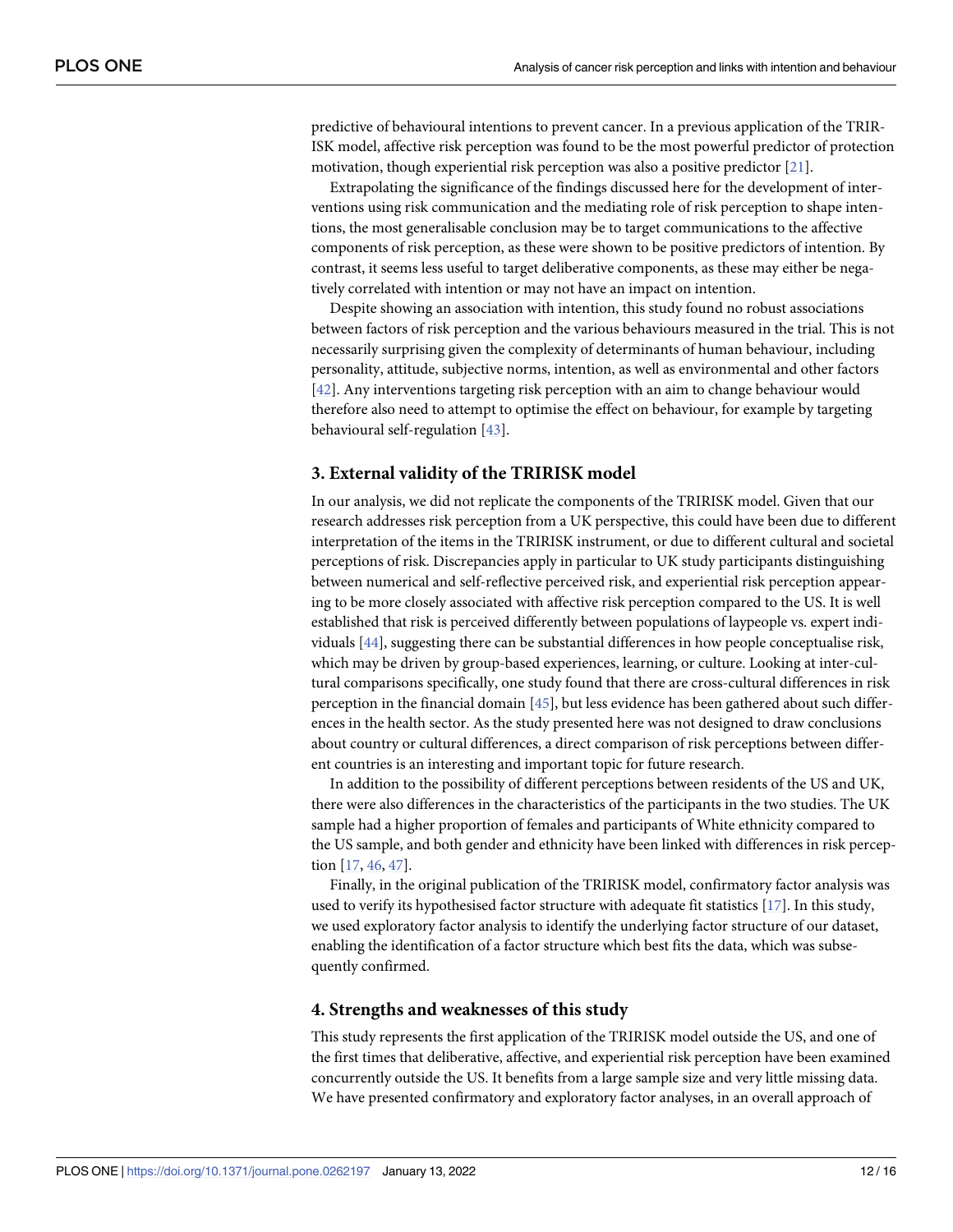predictive of behavioural intentions to prevent cancer. In a previous application of the TRIRISK model, affective risk perception was found to be the most powerful predictor of protection motivation, though experiential risk perception was also a positive predictor [21].

Extrapolating the significance of the findings discussed here for the development of interventions using risk communication and the mediating role of risk perception to shape intentions, the most generalisable conclusion may be to target communications to the affective components of risk perception, as these were shown to be positive predictors of intention. By contrast, it seems less useful to target deliberative components, as these may either be negatively correlated with intention or may not have an impact on intention.

Despite showing an association with intention, this study found no robust associations between factors of risk perception and the various behaviours measured in the trial. This is not necessarily surprising given the complexity of determinants of human behaviour, including personality, attitude, subjective norms, intention, as well as environmental and other factors [42]. Any interventions targeting risk perception with an aim to change behaviour would therefore also need to attempt to optimise the effect on behaviour, for example by targeting behavioural self-regulation [43].

## 3. External validity of the TRIRISK model

In our analysis, we did not replicate the components of the TRIRISK model. Given that our research addresses risk perception from a UK perspective, this could have been due to different interpretation of the items in the TRIRISK instrument, or due to different cultural and societal perceptions of risk. Discrepancies apply in particular to UK study participants distinguishing between numerical and self-reflective perceived risk, and experiential risk perception appearing to be more closely associated with affective risk perception compared to the US. It is well established that risk is perceived differently between populations of laypeople vs. expert individuals [44], suggesting there can be substantial differences in how people conceptualise risk, which may be driven by group-based experiences, learning, or culture. Looking at inter-cultural comparisons specifically, one study found that there are cross-cultural differences in risk perception in the financial domain [45], but less evidence has been gathered about such differences in the health sector. As the study presented here was not designed to draw conclusions about country or cultural differences, a direct comparison of risk perceptions between different countries is an interesting and important topic for future research.

In addition to the possibility of different perceptions between residents of the US and UK, there were also differences in the characteristics of the participants in the two studies. The UK sample had a higher proportion of females and participants of White ethnicity compared to the US sample, and both gender and ethnicity have been linked with differences in risk perception [17, 46, 47].

Finally, in the original publication of the TRIRISK model, confirmatory factor analysis was used to verify its hypothesised factor structure with adequate fit statistics [17]. In this study, we used exploratory factor analysis to identify the underlying factor structure of our dataset, enabling the identification of a factor structure which best fits the data, which was subsequently confirmed.

## 4. Strengths and weaknesses of this study

This study represents the first application of the TRIRISK model outside the US, and one of the first times that deliberative, affective, and experiential risk perception have been examined concurrently outside the US. It benefits from a large sample size and very little missing data. We have presented confirmatory and exploratory factor analyses, in an overall approach of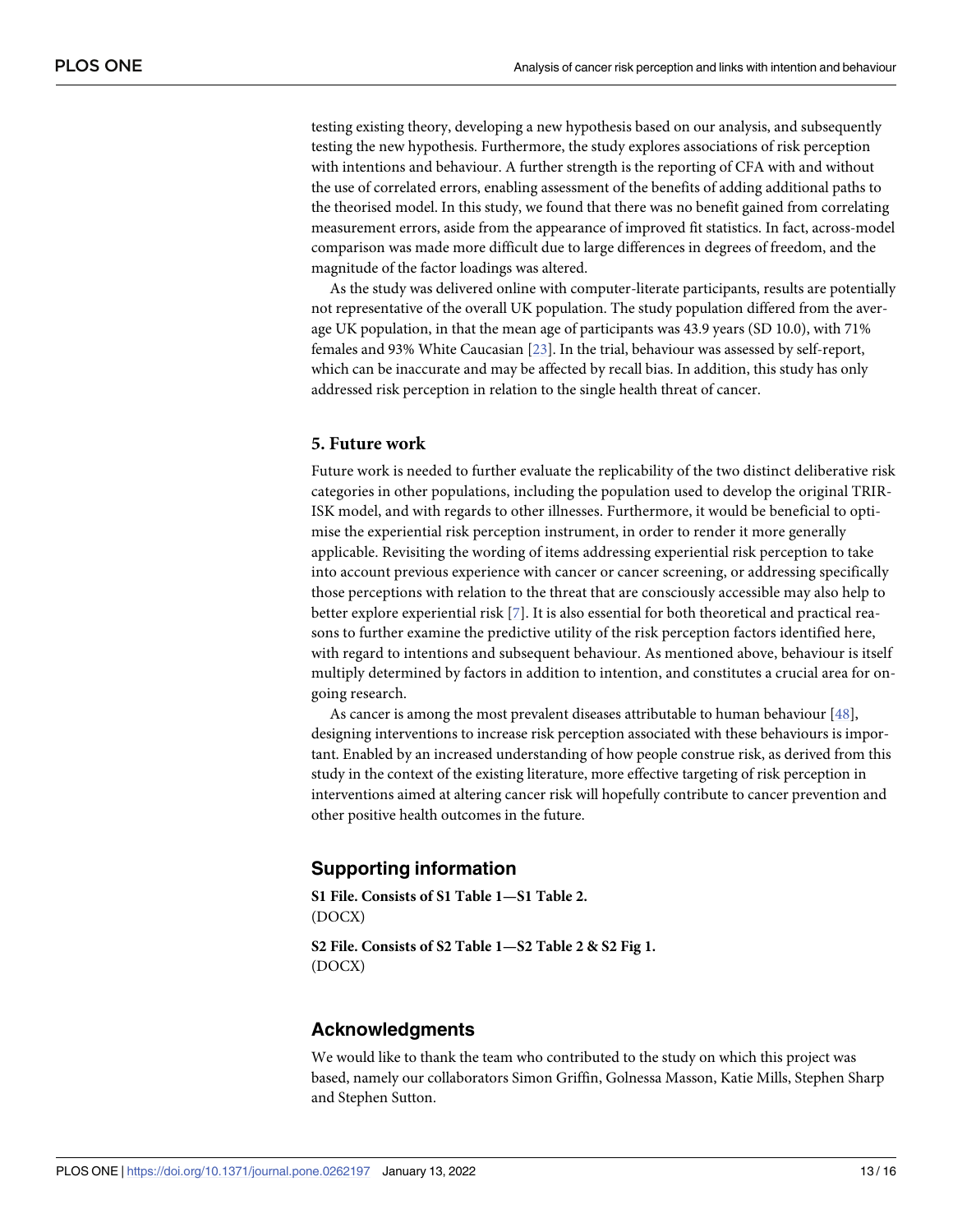testing existing theory, developing a new hypothesis based on our analysis, and subsequently testing the new hypothesis. Furthermore, the study explores associations of risk perception with intentions and behaviour. A further strength is the reporting of CFA with and without the use of correlated errors, enabling assessment of the benefits of adding additional paths to the theorised model. In this study, we found that there was no benefit gained from correlating measurement errors, aside from the appearance of improved fit statistics. In fact, across-model comparison was made more difficult due to large differences in degrees of freedom, and the magnitude of the factor loadings was altered.

As the study was delivered online with computer-literate participants, results are potentially not representative of the overall UK population. The study population differed from the average UK population, in that the mean age of participants was 43.9 years (SD 10.0), with 71% females and 93% White Caucasian [23]. In the trial, behaviour was assessed by self-report, which can be inaccurate and may be affected by recall bias. In addition, this study has only addressed risk perception in relation to the single health threat of cancer.

## 5. Future work

Future work is needed to further evaluate the replicability of the two distinct deliberative risk categories in other populations, including the population used to develop the original TRIRISK model, and with regards to other illnesses. Furthermore, it would be beneficial to optimise the experiential risk perception instrument, in order to render it more generally applicable. Revisiting the wording of items addressing experiential risk perception to take into account previous experience with cancer or cancer screening, or addressing specifically those perceptions with relation to the threat that are consciously accessible may also help to better explore experiential risk [7]. It is also essential for both theoretical and practical reasons to further examine the predictive utility of the risk perception factors identified here, with regard to intentions and subsequent behaviour. As mentioned above, behaviour is itself multiply determined by factors in addition to intention, and constitutes a crucial area for ongoing research.

As cancer is among the most prevalent diseases attributable to human behaviour [48], designing interventions to increase risk perception associated with these behaviours is important. Enabled by an increased understanding of how people construe risk, as derived from this study in the context of the existing literature, more effective targeting of risk perception in interventions aimed at altering cancer risk will hopefully contribute to cancer prevention and other positive health outcomes in the future.

## Supporting information

**S1 File. Consists of S1 Table 1—S1 Table 2.**
(DOCX)

**S2 File. Consists of S2 Table 1—S2 Table 2 & S2 Fig 1.**
(DOCX)

## Acknowledgments

We would like to thank the team who contributed to the study on which this project was based, namely our collaborators Simon Griffin, Golnessa Masson, Katie Mills, Stephen Sharp and Stephen Sutton.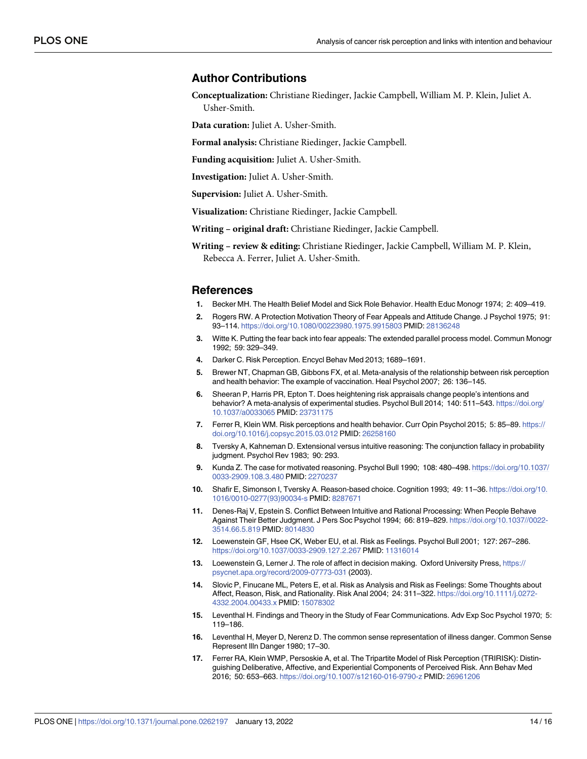## Author Contributions

**Conceptualization:** Christiane Riedinger, Jackie Campbell, William M. P. Klein, Juliet A. Usher-Smith.

**Data curation:** Juliet A. Usher-Smith.

**Formal analysis:** Christiane Riedinger, Jackie Campbell.

**Funding acquisition:** Juliet A. Usher-Smith.

**Investigation:** Juliet A. Usher-Smith.

**Supervision:** Juliet A. Usher-Smith.

**Visualization:** Christiane Riedinger, Jackie Campbell.

**Writing – original draft:** Christiane Riedinger, Jackie Campbell.

**Writing – review & editing:** Christiane Riedinger, Jackie Campbell, William M. P. Klein, Rebecca A. Ferrer, Juliet A. Usher-Smith.

## References

1. Becker MH. The Health Belief Model and Sick Role Behavior. Health Educ Monogr 1974; 2: 409–419.
2. Rogers RW. A Protection Motivation Theory of Fear Appeals and Attitude Change. J Psychol 1975; 91: 93–114. https://doi.org/10.1080/00223980.1975.9915803 PMID: 28136248
3. Witte K. Putting the fear back into fear appeals: The extended parallel process model. Commun Monogr 1992; 59: 329–349.
4. Darker C. Risk Perception. Encycl Behav Med 2013; 1689–1691.
5. Brewer NT, Chapman GB, Gibbons FX, et al. Meta-analysis of the relationship between risk perception and health behavior: The example of vaccination. Heal Psychol 2007; 26: 136–145.
6. Sheeran P, Harris PR, Epton T. Does heightening risk appraisals change people's intentions and behavior? A meta-analysis of experimental studies. Psychol Bull 2014; 140: 511–543. https://doi.org/10.1037/a0033065 PMID: 23731175
7. Ferrer R, Klein WM. Risk perceptions and health behavior. Curr Opin Psychol 2015; 5: 85–89. https://doi.org/10.1016/j.copsyc.2015.03.012 PMID: 26258160
8. Tversky A, Kahneman D. Extensional versus intuitive reasoning: The conjunction fallacy in probability judgment. Psychol Rev 1983; 90: 293.
9. Kunda Z. The case for motivated reasoning. Psychol Bull 1990; 108: 480–498. https://doi.org/10.1037/0033-2909.108.3.480 PMID: 2270237
10. Shafir E, Simonson I, Tversky A. Reason-based choice. Cognition 1993; 49: 11–36. https://doi.org/10.1016/0010-0277(93)90034-s PMID: 8287671
11. Denes-Raj V, Epstein S. Conflict Between Intuitive and Rational Processing: When People Behave Against Their Better Judgment. J Pers Soc Psychol 1994; 66: 819–829. https://doi.org/10.1037//0022-3514.66.5.819 PMID: 8014830
12. Loewenstein GF, Hsee CK, Weber EU, et al. Risk as Feelings. Psychol Bull 2001; 127: 267–286. https://doi.org/10.1037/0033-2909.127.2.267 PMID: 11316014
13. Loewenstein G, Lerner J. The role of affect in decision making. Oxford University Press, https://psycnet.apa.org/record/2009-07773-031 (2003).
14. Slovic P, Finucane ML, Peters E, et al. Risk as Analysis and Risk as Feelings: Some Thoughts about Affect, Reason, Risk, and Rationality. Risk Anal 2004; 24: 311–322. https://doi.org/10.1111/j.0272-4332.2004.00433.x PMID: 15078302
15. Leventhal H. Findings and Theory in the Study of Fear Communications. Adv Exp Soc Psychol 1970; 5: 119–186.
16. Leventhal H, Meyer D, Nerenz D. The common sense representation of illness danger. Common Sense Represent Illn Danger 1980; 17–30.
17. Ferrer RA, Klein WMP, Persoskie A, et al. The Tripartite Model of Risk Perception (TRIRISK): Distinguishing Deliberative, Affective, and Experiential Components of Perceived Risk. Ann Behav Med 2016; 50: 653–663. https://doi.org/10.1007/s12160-016-9790-z PMID: 26961206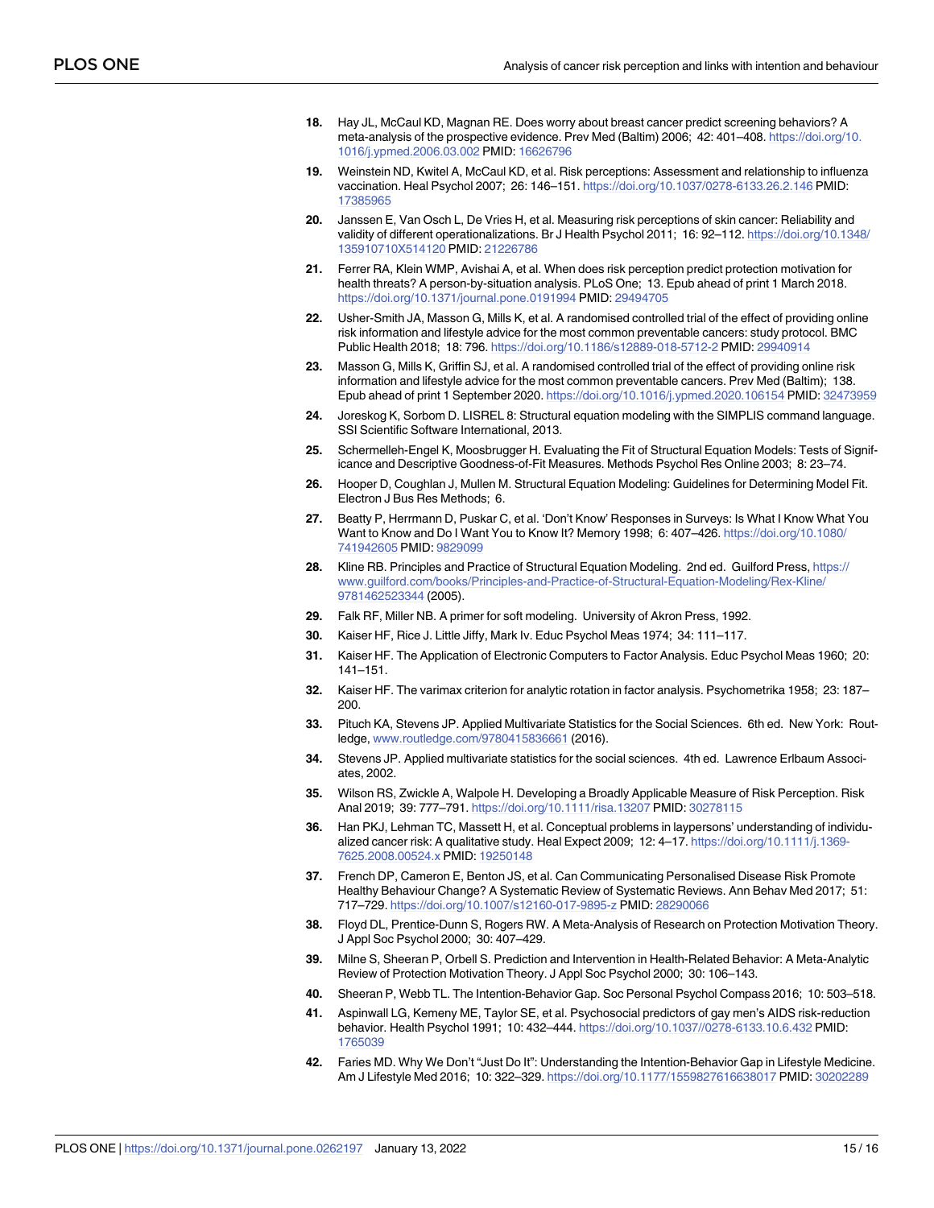18. Hay JL, McCaul KD, Magnan RE. Does worry about breast cancer predict screening behaviors? A meta-analysis of the prospective evidence. Prev Med (Baltim) 2006; 42: 401–408. https://doi.org/10.1016/j.ypmed.2006.03.002 PMID: 16626796

19. Weinstein ND, Kwitel A, McCaul KD, et al. Risk perceptions: Assessment and relationship to influenza vaccination. Heal Psychol 2007; 26: 146–151. https://doi.org/10.1037/0278-6133.26.2.146 PMID: 17385965

20. Janssen E, Van Osch L, De Vries H, et al. Measuring risk perceptions of skin cancer: Reliability and validity of different operationalizations. Br J Health Psychol 2011; 16: 92–112. https://doi.org/10.1348/135910710X514120 PMID: 21226786

21. Ferrer RA, Klein WMP, Avishai A, et al. When does risk perception predict protection motivation for health threats? A person-by-situation analysis. PLoS One; 13. Epub ahead of print 1 March 2018. https://doi.org/10.1371/journal.pone.0191994 PMID: 29494705

22. Usher-Smith JA, Masson G, Mills K, et al. A randomised controlled trial of the effect of providing online risk information and lifestyle advice for the most common preventable cancers: study protocol. BMC Public Health 2018; 18: 796. https://doi.org/10.1186/s12889-018-5712-2 PMID: 29940914

23. Masson G, Mills K, Griffin SJ, et al. A randomised controlled trial of the effect of providing online risk information and lifestyle advice for the most common preventable cancers. Prev Med (Baltim); 138. Epub ahead of print 1 September 2020. https://doi.org/10.1016/j.ypmed.2020.106154 PMID: 32473959

24. Joreskog K, Sorbom D. LISREL 8: Structural equation modeling with the SIMPLIS command language. SSI Scientific Software International, 2013.

25. Schermelleh-Engel K, Moosbrugger H. Evaluating the Fit of Structural Equation Models: Tests of Significance and Descriptive Goodness-of-Fit Measures. Methods Psychol Res Online 2003; 8: 23–74.

26. Hooper D, Coughlan J, Mullen M. Structural Equation Modeling: Guidelines for Determining Model Fit. Electron J Bus Res Methods; 6.

27. Beatty P, Herrmann D, Puskar C, et al. 'Don't Know' Responses in Surveys: Is What I Know What You Want to Know and Do I Want You to Know It? Memory 1998; 6: 407–426. https://doi.org/10.1080/741942605 PMID: 9829099

28. Kline RB. Principles and Practice of Structural Equation Modeling. 2nd ed. Guilford Press, https://www.guilford.com/books/Principles-and-Practice-of-Structural-Equation-Modeling/Rex-Kline/9781462523344 (2005).

29. Falk RF, Miller NB. A primer for soft modeling. University of Akron Press, 1992.

30. Kaiser HF, Rice J. Little Jiffy, Mark Iv. Educ Psychol Meas 1974; 34: 111–117.

31. Kaiser HF. The Application of Electronic Computers to Factor Analysis. Educ Psychol Meas 1960; 20: 141–151.

32. Kaiser HF. The varimax criterion for analytic rotation in factor analysis. Psychometrika 1958; 23: 187–200.

33. Pituch KA, Stevens JP. Applied Multivariate Statistics for the Social Sciences. 6th ed. New York: Routledge, www.routledge.com/9780415836661 (2016).

34. Stevens JP. Applied multivariate statistics for the social sciences. 4th ed. Lawrence Erlbaum Associates, 2002.

35. Wilson RS, Zwickle A, Walpole H. Developing a Broadly Applicable Measure of Risk Perception. Risk Anal 2019; 39: 777–791. https://doi.org/10.1111/risa.13207 PMID: 30278115

36. Han PKJ, Lehman TC, Massett H, et al. Conceptual problems in laypersons' understanding of individualized cancer risk: A qualitative study. Heal Expect 2009; 12: 4–17. https://doi.org/10.1111/j.1369-7625.2008.00524.x PMID: 19250148

37. French DP, Cameron E, Benton JS, et al. Can Communicating Personalised Disease Risk Promote Healthy Behaviour Change? A Systematic Review of Systematic Reviews. Ann Behav Med 2017; 51: 717–729. https://doi.org/10.1007/s12160-017-9895-z PMID: 28290066

38. Floyd DL, Prentice-Dunn S, Rogers RW. A Meta-Analysis of Research on Protection Motivation Theory. J Appl Soc Psychol 2000; 30: 407–429.

39. Milne S, Sheeran P, Orbell S. Prediction and Intervention in Health-Related Behavior: A Meta-Analytic Review of Protection Motivation Theory. J Appl Soc Psychol 2000; 30: 106–143.

40. Sheeran P, Webb TL. The Intention-Behavior Gap. Soc Personal Psychol Compass 2016; 10: 503–518.

41. Aspinwall LG, Kemeny ME, Taylor SE, et al. Psychosocial predictors of gay men's AIDS risk-reduction behavior. Health Psychol 1991; 10: 432–444. https://doi.org/10.1037//0278-6133.10.6.432 PMID: 1765039

42. Faries MD. Why We Don't "Just Do It": Understanding the Intention-Behavior Gap in Lifestyle Medicine. Am J Lifestyle Med 2016; 10: 322–329. https://doi.org/10.1177/1559827616638017 PMID: 30202289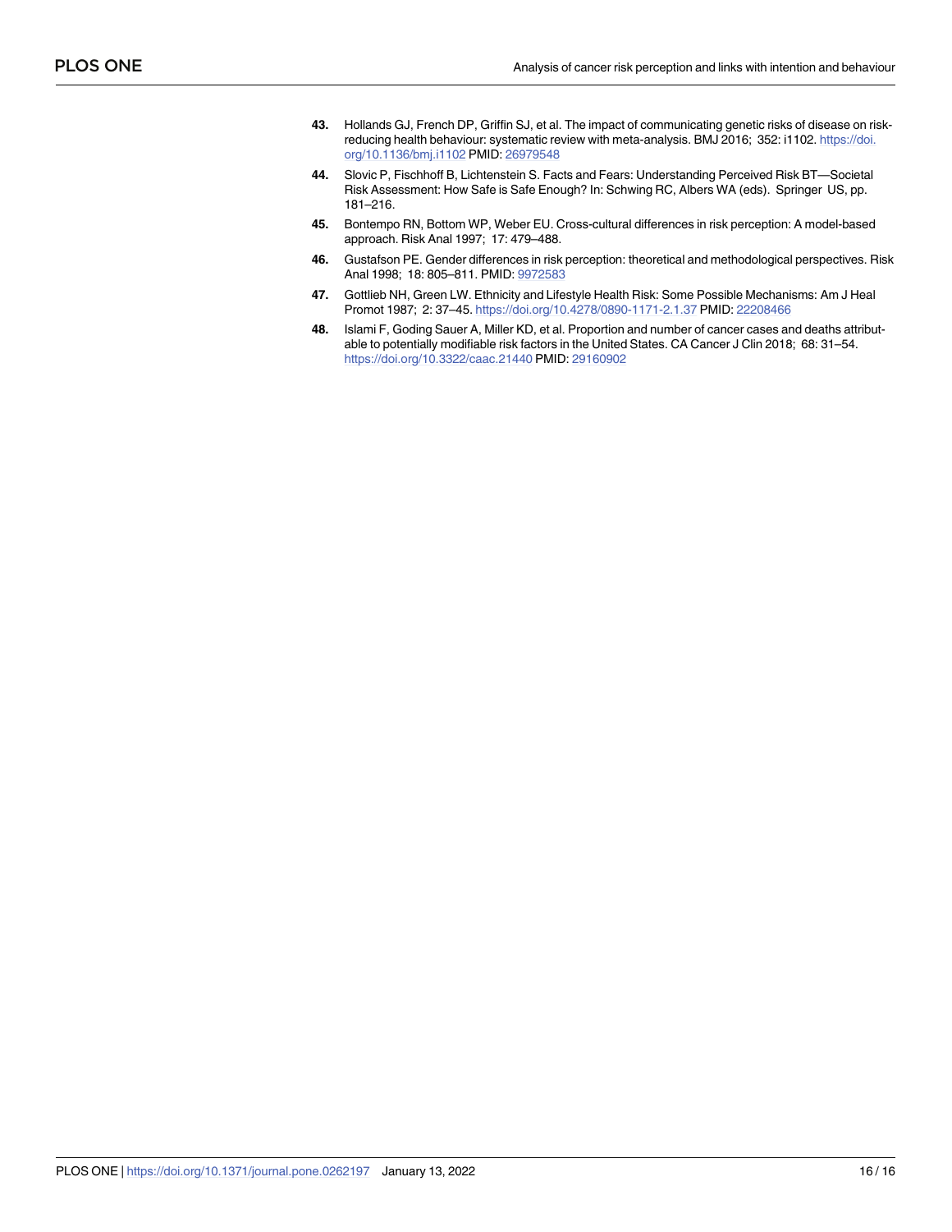43. Hollands GJ, French DP, Griffin SJ, et al. The impact of communicating genetic risks of disease on risk-reducing health behaviour: systematic review with meta-analysis. BMJ 2016; 352: i1102. https://doi.org/10.1136/bmj.i1102 PMID: 26979548

44. Slovic P, Fischhoff B, Lichtenstein S. Facts and Fears: Understanding Perceived Risk BT—Societal Risk Assessment: How Safe is Safe Enough? In: Schwing RC, Albers WA (eds). Springer US, pp. 181–216.

45. Bontempo RN, Bottom WP, Weber EU. Cross-cultural differences in risk perception: A model-based approach. Risk Anal 1997; 17: 479–488.

46. Gustafson PE. Gender differences in risk perception: theoretical and methodological perspectives. Risk Anal 1998; 18: 805–811. PMID: 9972583

47. Gottlieb NH, Green LW. Ethnicity and Lifestyle Health Risk: Some Possible Mechanisms: Am J Heal Promot 1987; 2: 37–45. https://doi.org/10.4278/0890-1171-2.1.37 PMID: 22208466

48. Islami F, Goding Sauer A, Miller KD, et al. Proportion and number of cancer cases and deaths attributable to potentially modifiable risk factors in the United States. CA Cancer J Clin 2018; 68: 31–54. https://doi.org/10.3322/caac.21440 PMID: 29160902